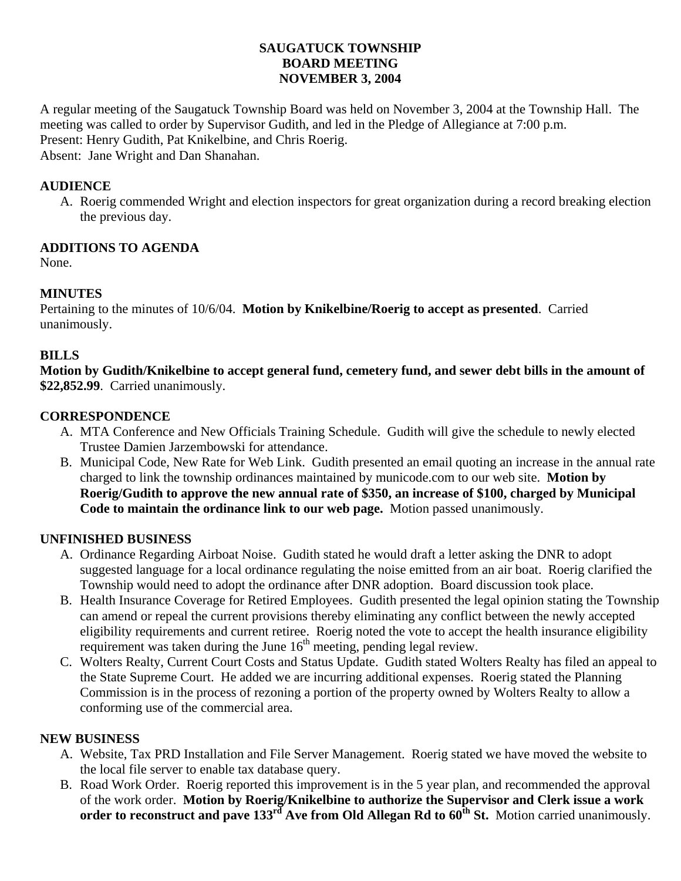# SAUGATUCK TOWNSHIP
# BOARD MEETING
# NOVEMBER 3, 2004

A regular meeting of the Saugatuck Township Board was held on November 3, 2004 at the Township Hall. The meeting was called to order by Supervisor Gudith, and led in the Pledge of Allegiance at 7:00 p.m.
Present: Henry Gudith, Pat Knikelbine, and Chris Roerig.
Absent: Jane Wright and Dan Shanahan.

## AUDIENCE

A. Roerig commended Wright and election inspectors for great organization during a record breaking election the previous day.

## ADDITIONS TO AGENDA

None.

## MINUTES

Pertaining to the minutes of 10/6/04. **Motion by Knikelbine/Roerig to accept as presented**. Carried unanimously.

## BILLS

**Motion by Gudith/Knikelbine to accept general fund, cemetery fund, and sewer debt bills in the amount of $22,852.99**. Carried unanimously.

## CORRESPONDENCE

A. MTA Conference and New Officials Training Schedule. Gudith will give the schedule to newly elected Trustee Damien Jarzembowski for attendance.
B. Municipal Code, New Rate for Web Link. Gudith presented an email quoting an increase in the annual rate charged to link the township ordinances maintained by municode.com to our web site. **Motion by Roerig/Gudith to approve the new annual rate of $350, an increase of $100, charged by Municipal Code to maintain the ordinance link to our web page.** Motion passed unanimously.

## UNFINISHED BUSINESS

A. Ordinance Regarding Airboat Noise. Gudith stated he would draft a letter asking the DNR to adopt suggested language for a local ordinance regulating the noise emitted from an air boat. Roerig clarified the Township would need to adopt the ordinance after DNR adoption. Board discussion took place.
B. Health Insurance Coverage for Retired Employees. Gudith presented the legal opinion stating the Township can amend or repeal the current provisions thereby eliminating any conflict between the newly accepted eligibility requirements and current retiree. Roerig noted the vote to accept the health insurance eligibility requirement was taken during the June 16th meeting, pending legal review.
C. Wolters Realty, Current Court Costs and Status Update. Gudith stated Wolters Realty has filed an appeal to the State Supreme Court. He added we are incurring additional expenses. Roerig stated the Planning Commission is in the process of rezoning a portion of the property owned by Wolters Realty to allow a conforming use of the commercial area.

## NEW BUSINESS

A. Website, Tax PRD Installation and File Server Management. Roerig stated we have moved the website to the local file server to enable tax database query.
B. Road Work Order. Roerig reported this improvement is in the 5 year plan, and recommended the approval of the work order. **Motion by Roerig/Knikelbine to authorize the Supervisor and Clerk issue a work order to reconstruct and pave 133rd Ave from Old Allegan Rd to 60th St.** Motion carried unanimously.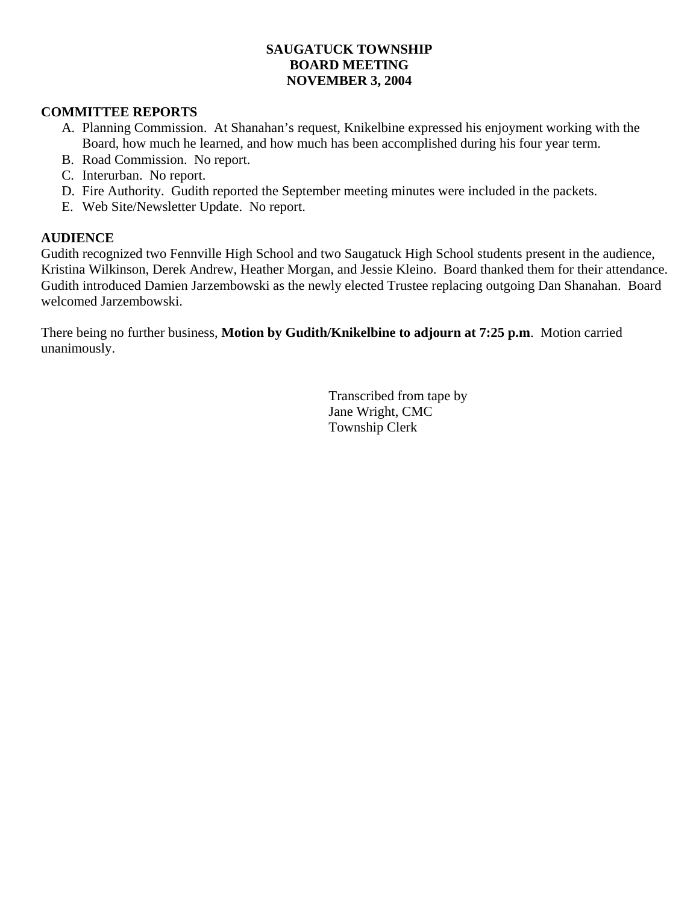**SAUGATUCK TOWNSHIP**
**BOARD MEETING**
**NOVEMBER 3, 2004**

**COMMITTEE REPORTS**

A. Planning Commission. At Shanahan's request, Knikelbine expressed his enjoyment working with the Board, how much he learned, and how much has been accomplished during his four year term.
B. Road Commission. No report.
C. Interurban. No report.
D. Fire Authority. Gudith reported the September meeting minutes were included in the packets.
E. Web Site/Newsletter Update. No report.

**AUDIENCE**

Gudith recognized two Fennville High School and two Saugatuck High School students present in the audience, Kristina Wilkinson, Derek Andrew, Heather Morgan, and Jessie Kleino. Board thanked them for their attendance. Gudith introduced Damien Jarzembowski as the newly elected Trustee replacing outgoing Dan Shanahan. Board welcomed Jarzembowski.

There being no further business, **Motion by Gudith/Knikelbine to adjourn at 7:25 p.m**. Motion carried unanimously.

Transcribed from tape by
Jane Wright, CMC
Township Clerk